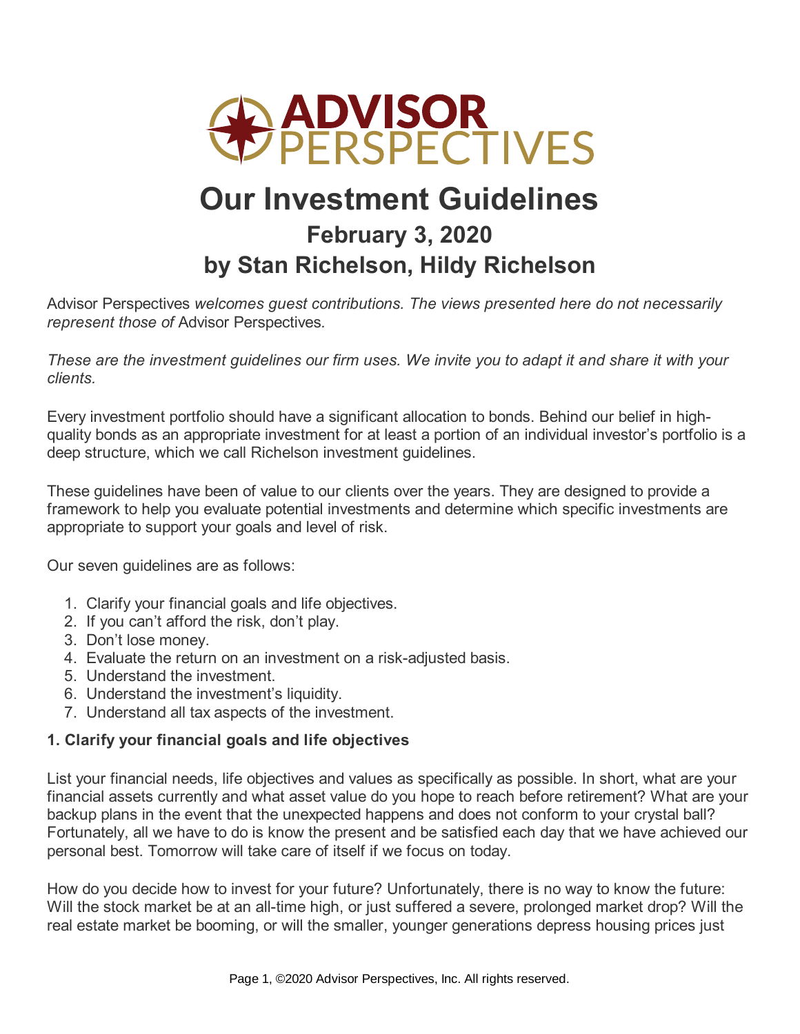# Our Investment Guidelines

## February 3, 2020

## by Stan Richelson, Hildy Richelson

Advisor Perspectives *welcomes guest contributions. The views presented here do not necessarily represent those of* Advisor Perspectives*.*

*These are the investment guidelines our firm uses. We invite you to adapt it and share it with your clients.*

Every investment portfolio should have a significant allocation to bonds. Behind our belief in high-quality bonds as an appropriate investment for at least a portion of an individual investor's portfolio is a deep structure, which we call Richelson investment guidelines.

These guidelines have been of value to our clients over the years. They are designed to provide a framework to help you evaluate potential investments and determine which specific investments are appropriate to support your goals and level of risk.

Our seven guidelines are as follows:

1. Clarify your financial goals and life objectives.
2. If you can't afford the risk, don't play.
3. Don't lose money.
4. Evaluate the return on an investment on a risk-adjusted basis.
5. Understand the investment.
6. Understand the investment's liquidity.
7. Understand all tax aspects of the investment.

**1. Clarify your financial goals and life objectives**

List your financial needs, life objectives and values as specifically as possible. In short, what are your financial assets currently and what asset value do you hope to reach before retirement? What are your backup plans in the event that the unexpected happens and does not conform to your crystal ball? Fortunately, all we have to do is know the present and be satisfied each day that we have achieved our personal best. Tomorrow will take care of itself if we focus on today.

How do you decide how to invest for your future? Unfortunately, there is no way to know the future: Will the stock market be at an all-time high, or just suffered a severe, prolonged market drop? Will the real estate market be booming, or will the smaller, younger generations depress housing prices just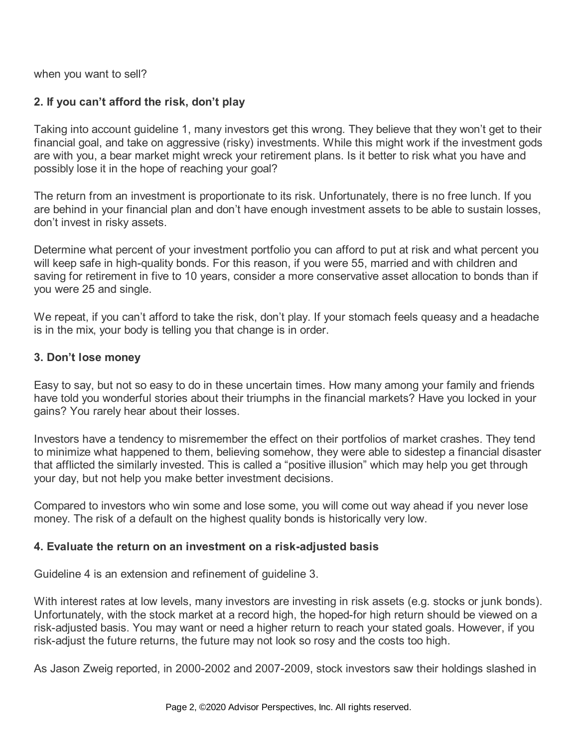when you want to sell?

### 2. If you can't afford the risk, don't play

Taking into account guideline 1, many investors get this wrong. They believe that they won't get to their financial goal, and take on aggressive (risky) investments. While this might work if the investment gods are with you, a bear market might wreck your retirement plans. Is it better to risk what you have and possibly lose it in the hope of reaching your goal?

The return from an investment is proportionate to its risk. Unfortunately, there is no free lunch. If you are behind in your financial plan and don't have enough investment assets to be able to sustain losses, don't invest in risky assets.

Determine what percent of your investment portfolio you can afford to put at risk and what percent you will keep safe in high-quality bonds. For this reason, if you were 55, married and with children and saving for retirement in five to 10 years, consider a more conservative asset allocation to bonds than if you were 25 and single.

We repeat, if you can't afford to take the risk, don't play. If your stomach feels queasy and a headache is in the mix, your body is telling you that change is in order.

### 3. Don't lose money

Easy to say, but not so easy to do in these uncertain times. How many among your family and friends have told you wonderful stories about their triumphs in the financial markets? Have you locked in your gains? You rarely hear about their losses.

Investors have a tendency to misremember the effect on their portfolios of market crashes. They tend to minimize what happened to them, believing somehow, they were able to sidestep a financial disaster that afflicted the similarly invested. This is called a "positive illusion" which may help you get through your day, but not help you make better investment decisions.

Compared to investors who win some and lose some, you will come out way ahead if you never lose money. The risk of a default on the highest quality bonds is historically very low.

### 4. Evaluate the return on an investment on a risk-adjusted basis

Guideline 4 is an extension and refinement of guideline 3.

With interest rates at low levels, many investors are investing in risk assets (e.g. stocks or junk bonds). Unfortunately, with the stock market at a record high, the hoped-for high return should be viewed on a risk-adjusted basis. You may want or need a higher return to reach your stated goals. However, if you risk-adjust the future returns, the future may not look so rosy and the costs too high.

As Jason Zweig reported, in 2000-2002 and 2007-2009, stock investors saw their holdings slashed in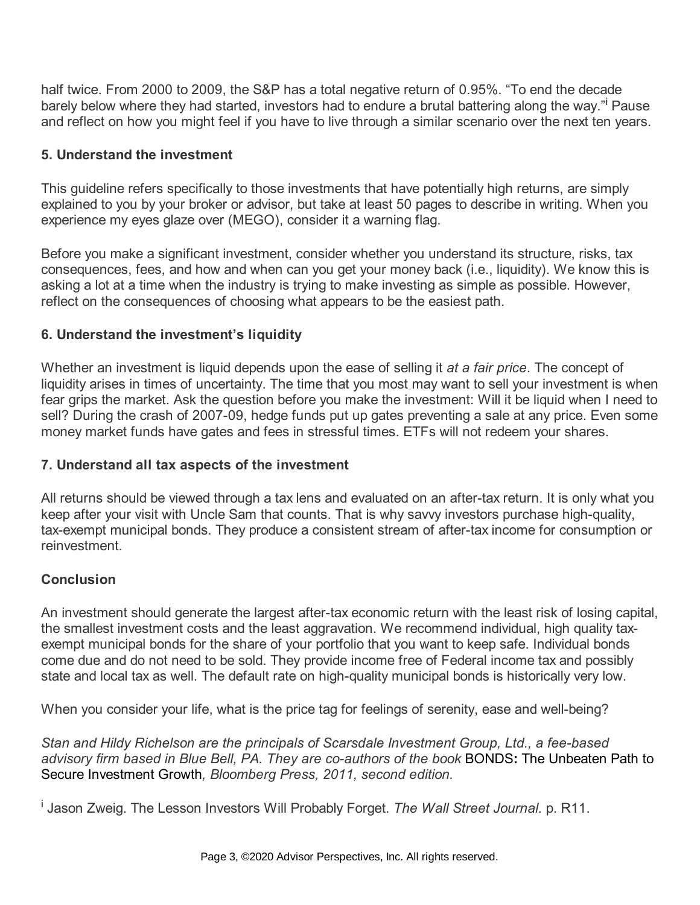half twice. From 2000 to 2009, the S&P has a total negative return of 0.95%. "To end the decade barely below where they had started, investors had to endure a brutal battering along the way."[i] Pause and reflect on how you might feel if you have to live through a similar scenario over the next ten years.

### 5. Understand the investment

This guideline refers specifically to those investments that have potentially high returns, are simply explained to you by your broker or advisor, but take at least 50 pages to describe in writing. When you experience my eyes glaze over (MEGO), consider it a warning flag.

Before you make a significant investment, consider whether you understand its structure, risks, tax consequences, fees, and how and when can you get your money back (i.e., liquidity). We know this is asking a lot at a time when the industry is trying to make investing as simple as possible. However, reflect on the consequences of choosing what appears to be the easiest path.

### 6. Understand the investment's liquidity

Whether an investment is liquid depends upon the ease of selling it *at a fair price*. The concept of liquidity arises in times of uncertainty. The time that you most may want to sell your investment is when fear grips the market. Ask the question before you make the investment: Will it be liquid when I need to sell? During the crash of 2007-09, hedge funds put up gates preventing a sale at any price. Even some money market funds have gates and fees in stressful times. ETFs will not redeem your shares.

### 7. Understand all tax aspects of the investment

All returns should be viewed through a tax lens and evaluated on an after-tax return. It is only what you keep after your visit with Uncle Sam that counts. That is why savvy investors purchase high-quality, tax-exempt municipal bonds. They produce a consistent stream of after-tax income for consumption or reinvestment.

### Conclusion

An investment should generate the largest after-tax economic return with the least risk of losing capital, the smallest investment costs and the least aggravation. We recommend individual, high quality tax-exempt municipal bonds for the share of your portfolio that you want to keep safe. Individual bonds come due and do not need to be sold. They provide income free of Federal income tax and possibly state and local tax as well. The default rate on high-quality municipal bonds is historically very low.

When you consider your life, what is the price tag for feelings of serenity, ease and well-being?

*Stan and Hildy Richelson are the principals of Scarsdale Investment Group, Ltd., a fee-based advisory firm based in Blue Bell, PA. They are co-authors of the book* BONDS: The Unbeaten Path to Secure Investment Growth*, Bloomberg Press, 2011, second edition.*

[i] Jason Zweig. The Lesson Investors Will Probably Forget. *The Wall Street Journal.* p. R11.